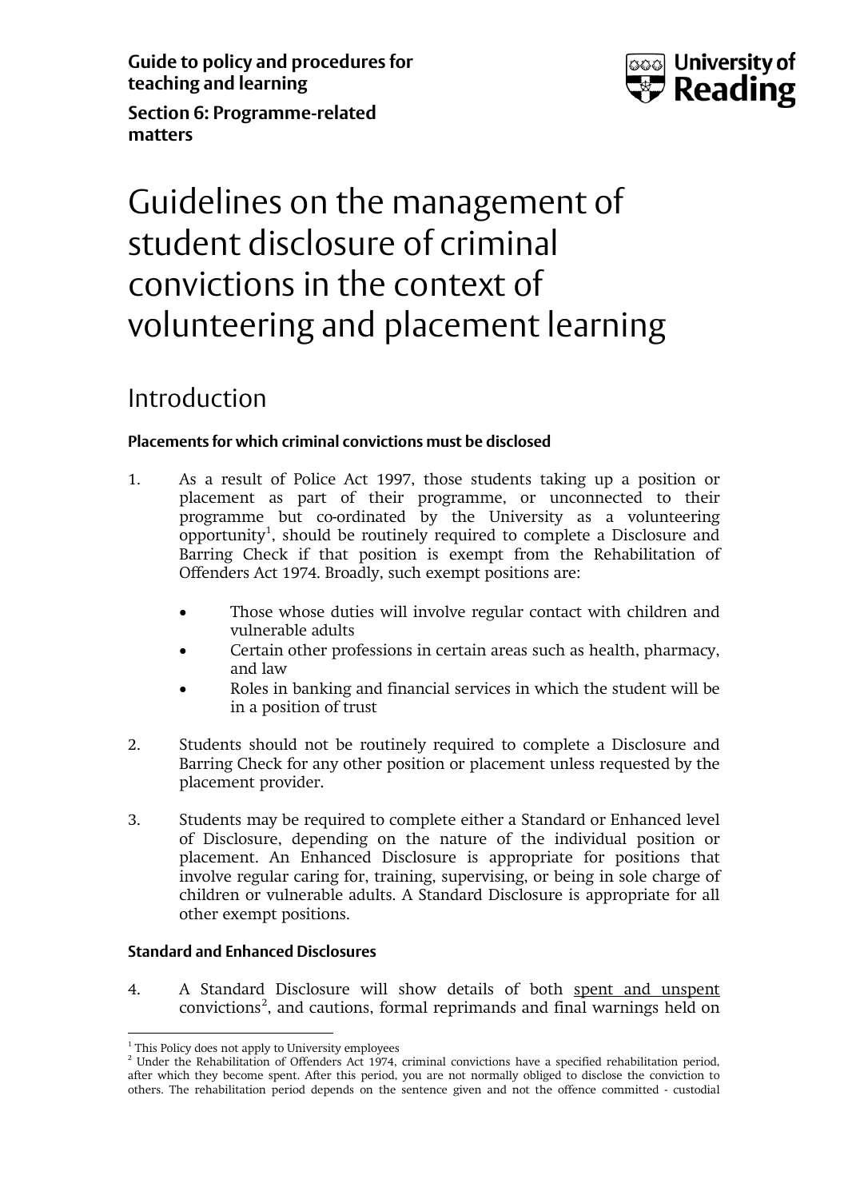**Guide to policy and procedures for teaching and learning**

**Section 6: Programme-related matters**

# Guidelines on the management of student disclosure of criminal convictions in the context of volunteering and placement learning

## Introduction

### Placements for which criminal convictions must be disclosed

1. As a result of Police Act 1997, those students taking up a position or placement as part of their programme, or unconnected to their programme but co-ordinated by the University as a volunteering opportunity[1], should be routinely required to complete a Disclosure and Barring Check if that position is exempt from the Rehabilitation of Offenders Act 1974. Broadly, such exempt positions are:

   - Those whose duties will involve regular contact with children and vulnerable adults
   - Certain other professions in certain areas such as health, pharmacy, and law
   - Roles in banking and financial services in which the student will be in a position of trust

2. Students should not be routinely required to complete a Disclosure and Barring Check for any other position or placement unless requested by the placement provider.

3. Students may be required to complete either a Standard or Enhanced level of Disclosure, depending on the nature of the individual position or placement. An Enhanced Disclosure is appropriate for positions that involve regular caring for, training, supervising, or being in sole charge of children or vulnerable adults. A Standard Disclosure is appropriate for all other exempt positions.

### Standard and Enhanced Disclosures

4. A Standard Disclosure will show details of both spent and unspent convictions[2], and cautions, formal reprimands and final warnings held on

---

[1] This Policy does not apply to University employees

[2] Under the Rehabilitation of Offenders Act 1974, criminal convictions have a specified rehabilitation period, after which they become spent. After this period, you are not normally obliged to disclose the conviction to others. The rehabilitation period depends on the sentence given and not the offence committed - custodial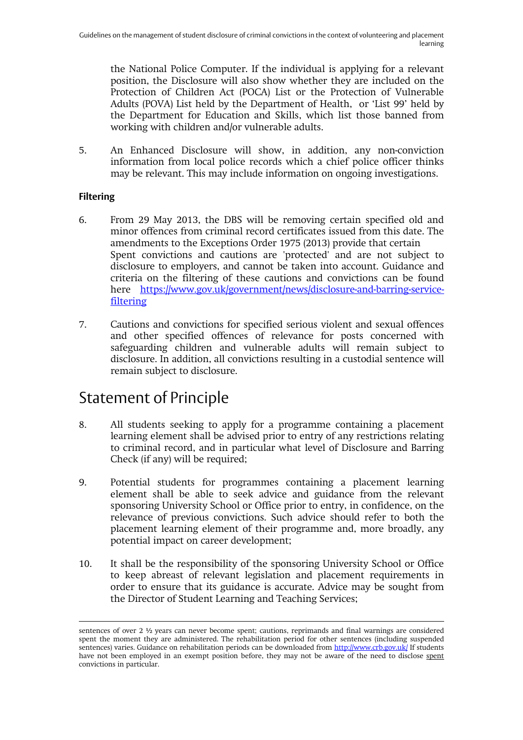the National Police Computer. If the individual is applying for a relevant position, the Disclosure will also show whether they are included on the Protection of Children Act (POCA) List or the Protection of Vulnerable Adults (POVA) List held by the Department of Health, or 'List 99' held by the Department for Education and Skills, which list those banned from working with children and/or vulnerable adults.

5. An Enhanced Disclosure will show, in addition, any non-conviction information from local police records which a chief police officer thinks may be relevant. This may include information on ongoing investigations.

**Filtering**

6. From 29 May 2013, the DBS will be removing certain specified old and minor offences from criminal record certificates issued from this date. The amendments to the Exceptions Order 1975 (2013) provide that certain Spent convictions and cautions are 'protected' and are not subject to disclosure to employers, and cannot be taken into account. Guidance and criteria on the filtering of these cautions and convictions can be found here [https://www.gov.uk/government/news/disclosure-and-barring-service-filtering](https://www.gov.uk/government/news/disclosure-and-barring-service-filtering)

7. Cautions and convictions for specified serious violent and sexual offences and other specified offences of relevance for posts concerned with safeguarding children and vulnerable adults will remain subject to disclosure. In addition, all convictions resulting in a custodial sentence will remain subject to disclosure.

# Statement of Principle

8. All students seeking to apply for a programme containing a placement learning element shall be advised prior to entry of any restrictions relating to criminal record, and in particular what level of Disclosure and Barring Check (if any) will be required;

9. Potential students for programmes containing a placement learning element shall be able to seek advice and guidance from the relevant sponsoring University School or Office prior to entry, in confidence, on the relevance of previous convictions. Such advice should refer to both the placement learning element of their programme and, more broadly, any potential impact on career development;

10. It shall be the responsibility of the sponsoring University School or Office to keep abreast of relevant legislation and placement requirements in order to ensure that its guidance is accurate. Advice may be sought from the Director of Student Learning and Teaching Services;

---

sentences of over 2 ½ years can never become spent; cautions, reprimands and final warnings are considered spent the moment they are administered. The rehabilitation period for other sentences (including suspended sentences) varies. Guidance on rehabilitation periods can be downloaded from [http://www.crb.gov.uk/](http://www.crb.gov.uk/) If students have not been employed in an exempt position before, they may not be aware of the need to disclose spent convictions in particular.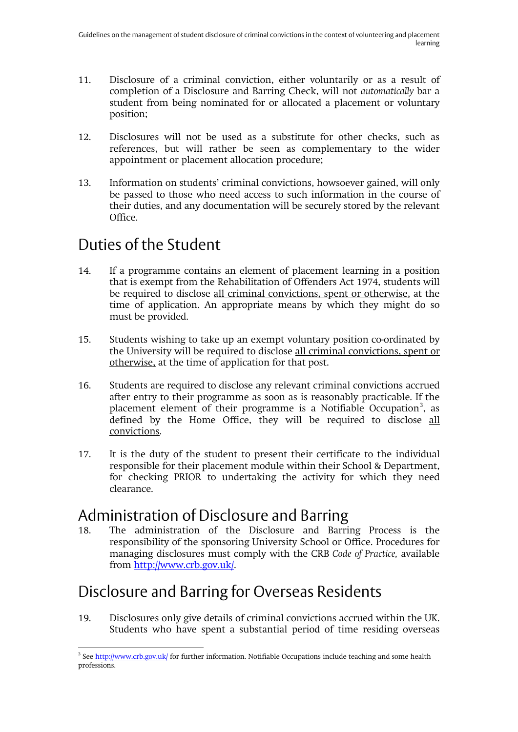11. Disclosure of a criminal conviction, either voluntarily or as a result of completion of a Disclosure and Barring Check, will not *automatically* bar a student from being nominated for or allocated a placement or voluntary position;

12. Disclosures will not be used as a substitute for other checks, such as references, but will rather be seen as complementary to the wider appointment or placement allocation procedure;

13. Information on students' criminal convictions, howsoever gained, will only be passed to those who need access to such information in the course of their duties, and any documentation will be securely stored by the relevant Office.

## Duties of the Student

14. If a programme contains an element of placement learning in a position that is exempt from the Rehabilitation of Offenders Act 1974, students will be required to disclose <u>all criminal convictions, spent or otherwise,</u> at the time of application. An appropriate means by which they might do so must be provided.

15. Students wishing to take up an exempt voluntary position co-ordinated by the University will be required to disclose <u>all criminal convictions, spent or otherwise,</u> at the time of application for that post.

16. Students are required to disclose any relevant criminal convictions accrued after entry to their programme as soon as is reasonably practicable. If the placement element of their programme is a Notifiable Occupation[3], as defined by the Home Office, they will be required to disclose <u>all convictions</u>.

17. It is the duty of the student to present their certificate to the individual responsible for their placement module within their School & Department, for checking PRIOR to undertaking the activity for which they need clearance.

## Administration of Disclosure and Barring

18. The administration of the Disclosure and Barring Process is the responsibility of the sponsoring University School or Office. Procedures for managing disclosures must comply with the CRB *Code of Practice,* available from http://www.crb.gov.uk/.

## Disclosure and Barring for Overseas Residents

19. Disclosures only give details of criminal convictions accrued within the UK. Students who have spent a substantial period of time residing overseas

---

[3] See http://www.crb.gov.uk/ for further information. Notifiable Occupations include teaching and some health professions.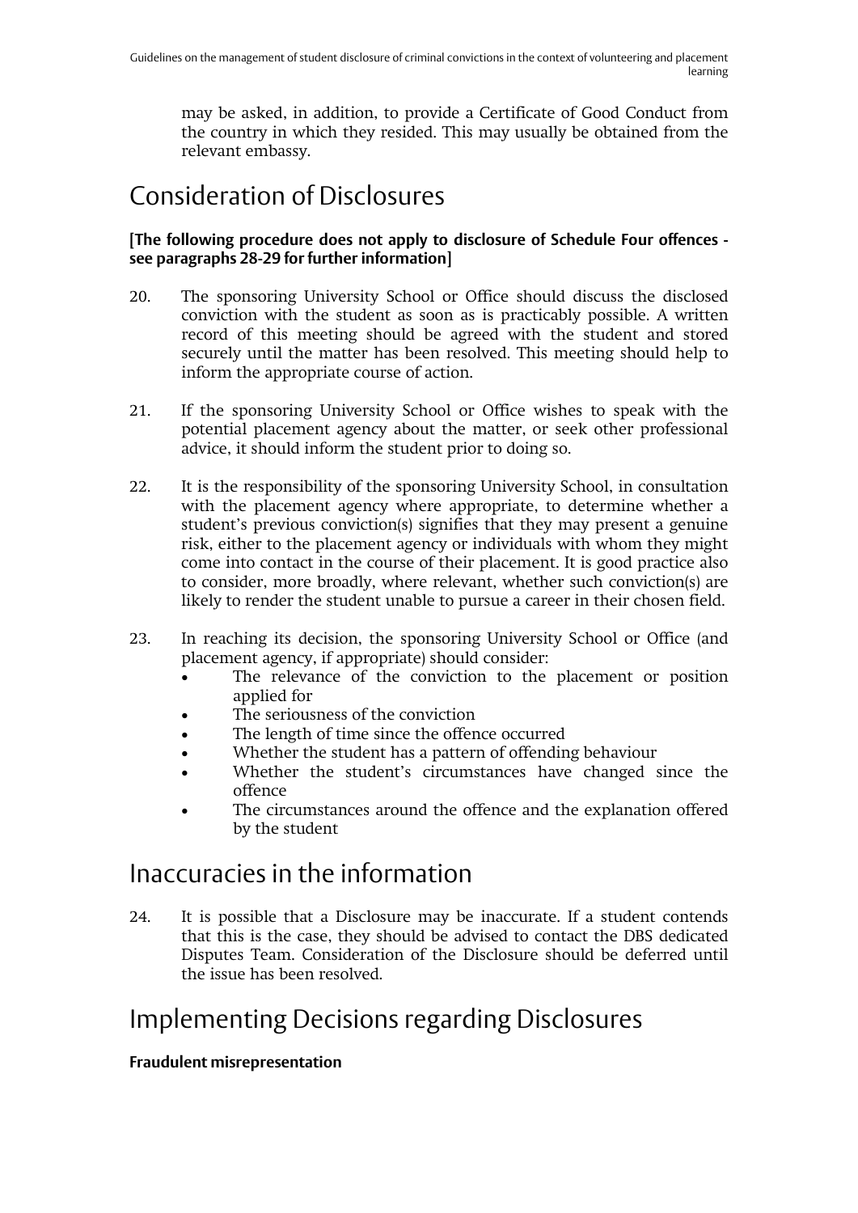may be asked, in addition, to provide a Certificate of Good Conduct from the country in which they resided. This may usually be obtained from the relevant embassy.

## Consideration of Disclosures

**[The following procedure does not apply to disclosure of Schedule Four offences - see paragraphs 28-29 for further information]**

20. The sponsoring University School or Office should discuss the disclosed conviction with the student as soon as is practicably possible. A written record of this meeting should be agreed with the student and stored securely until the matter has been resolved. This meeting should help to inform the appropriate course of action.

21. If the sponsoring University School or Office wishes to speak with the potential placement agency about the matter, or seek other professional advice, it should inform the student prior to doing so.

22. It is the responsibility of the sponsoring University School, in consultation with the placement agency where appropriate, to determine whether a student's previous conviction(s) signifies that they may present a genuine risk, either to the placement agency or individuals with whom they might come into contact in the course of their placement. It is good practice also to consider, more broadly, where relevant, whether such conviction(s) are likely to render the student unable to pursue a career in their chosen field.

23. In reaching its decision, the sponsoring University School or Office (and placement agency, if appropriate) should consider:
    - The relevance of the conviction to the placement or position applied for
    - The seriousness of the conviction
    - The length of time since the offence occurred
    - Whether the student has a pattern of offending behaviour
    - Whether the student's circumstances have changed since the offence
    - The circumstances around the offence and the explanation offered by the student

## Inaccuracies in the information

24. It is possible that a Disclosure may be inaccurate. If a student contends that this is the case, they should be advised to contact the DBS dedicated Disputes Team. Consideration of the Disclosure should be deferred until the issue has been resolved.

## Implementing Decisions regarding Disclosures

**Fraudulent misrepresentation**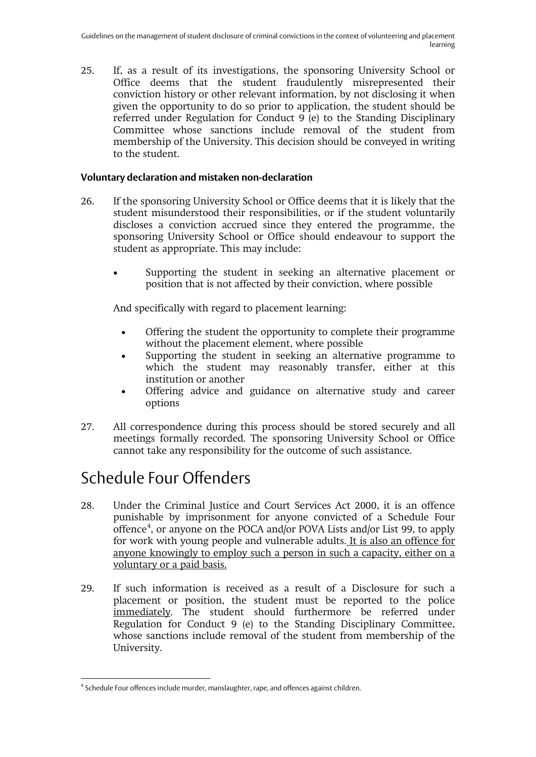25. If, as a result of its investigations, the sponsoring University School or Office deems that the student fraudulently misrepresented their conviction history or other relevant information, by not disclosing it when given the opportunity to do so prior to application, the student should be referred under Regulation for Conduct 9 (e) to the Standing Disciplinary Committee whose sanctions include removal of the student from membership of the University. This decision should be conveyed in writing to the student.

**Voluntary declaration and mistaken non-declaration**

26. If the sponsoring University School or Office deems that it is likely that the student misunderstood their responsibilities, or if the student voluntarily discloses a conviction accrued since they entered the programme, the sponsoring University School or Office should endeavour to support the student as appropriate. This may include:

   - Supporting the student in seeking an alternative placement or position that is not affected by their conviction, where possible

   And specifically with regard to placement learning:

   - Offering the student the opportunity to complete their programme without the placement element, where possible
   - Supporting the student in seeking an alternative programme to which the student may reasonably transfer, either at this institution or another
   - Offering advice and guidance on alternative study and career options

27. All correspondence during this process should be stored securely and all meetings formally recorded. The sponsoring University School or Office cannot take any responsibility for the outcome of such assistance.

# Schedule Four Offenders

28. Under the Criminal Justice and Court Services Act 2000, it is an offence punishable by imprisonment for anyone convicted of a Schedule Four offence[4], or anyone on the POCA and/or POVA Lists and/or List 99, to apply for work with young people and vulnerable adults. <u>It is also an offence for anyone knowingly to employ such a person in such a capacity, either on a voluntary or a paid basis.</u>

29. If such information is received as a result of a Disclosure for such a placement or position, the student must be reported to the police <u>immediately</u>. The student should furthermore be referred under Regulation for Conduct 9 (e) to the Standing Disciplinary Committee, whose sanctions include removal of the student from membership of the University.

[4] Schedule Four offences include murder, manslaughter, rape, and offences against children.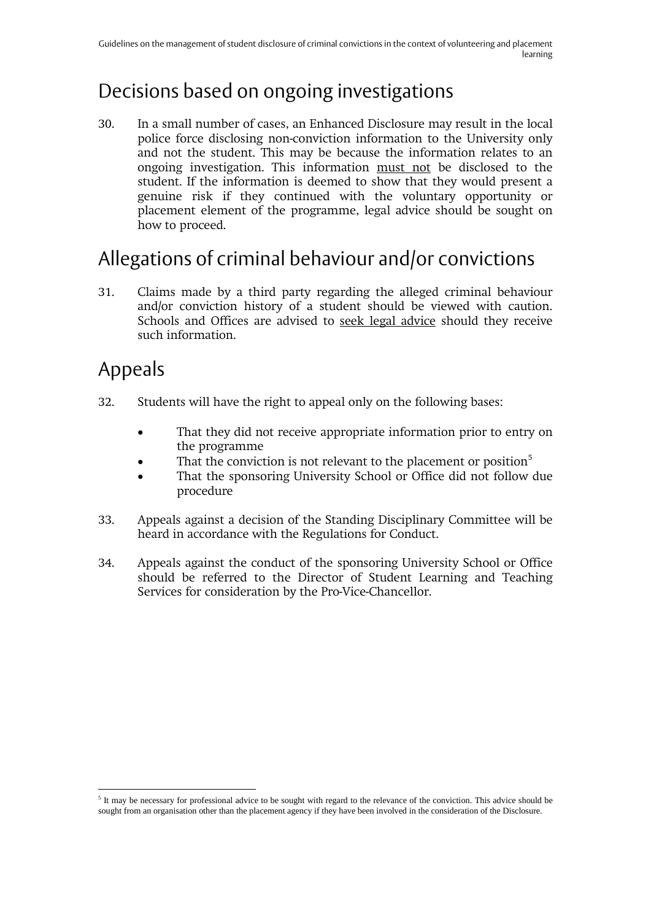## Decisions based on ongoing investigations

30. In a small number of cases, an Enhanced Disclosure may result in the local police force disclosing non-conviction information to the University only and not the student. This may be because the information relates to an ongoing investigation. This information must not be disclosed to the student. If the information is deemed to show that they would present a genuine risk if they continued with the voluntary opportunity or placement element of the programme, legal advice should be sought on how to proceed.

## Allegations of criminal behaviour and/or convictions

31. Claims made by a third party regarding the alleged criminal behaviour and/or conviction history of a student should be viewed with caution. Schools and Offices are advised to seek legal advice should they receive such information.

## Appeals

32. Students will have the right to appeal only on the following bases:

    - That they did not receive appropriate information prior to entry on the programme
    - That the conviction is not relevant to the placement or position[5]
    - That the sponsoring University School or Office did not follow due procedure

33. Appeals against a decision of the Standing Disciplinary Committee will be heard in accordance with the Regulations for Conduct.

34. Appeals against the conduct of the sponsoring University School or Office should be referred to the Director of Student Learning and Teaching Services for consideration by the Pro-Vice-Chancellor.

[5] It may be necessary for professional advice to be sought with regard to the relevance of the conviction. This advice should be sought from an organisation other than the placement agency if they have been involved in the consideration of the Disclosure.